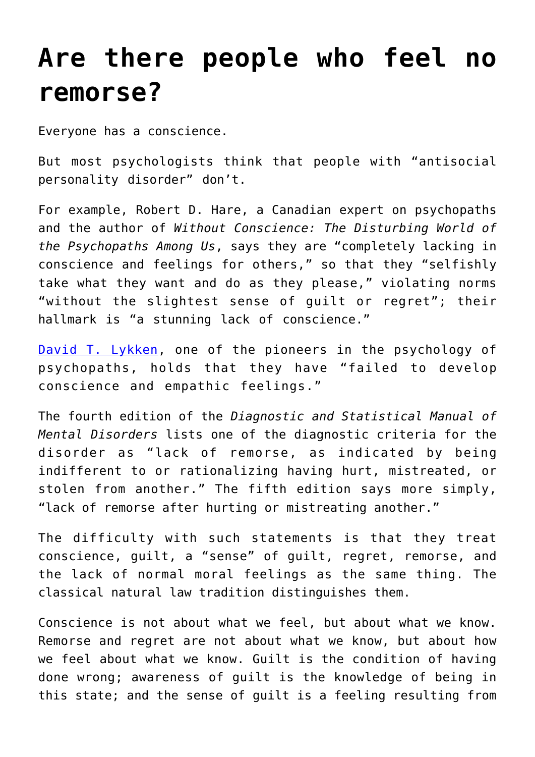# Are there people who feel no remorse?

Everyone has a conscience.

But most psychologists think that people with "antisocial personality disorder" don't.

For example, Robert D. Hare, a Canadian expert on psychopaths and the author of *Without Conscience: The Disturbing World of the Psychopaths Among Us*, says they are "completely lacking in conscience and feelings for others," so that they "selfishly take what they want and do as they please," violating norms "without the slightest sense of guilt or regret"; their hallmark is "a stunning lack of conscience."

David T. Lykken, one of the pioneers in the psychology of psychopaths, holds that they have "failed to develop conscience and empathic feelings."

The fourth edition of the *Diagnostic and Statistical Manual of Mental Disorders* lists one of the diagnostic criteria for the disorder as "lack of remorse, as indicated by being indifferent to or rationalizing having hurt, mistreated, or stolen from another." The fifth edition says more simply, "lack of remorse after hurting or mistreating another."

The difficulty with such statements is that they treat conscience, guilt, a "sense" of guilt, regret, remorse, and the lack of normal moral feelings as the same thing. The classical natural law tradition distinguishes them.

Conscience is not about what we feel, but about what we know. Remorse and regret are not about what we know, but about how we feel about what we know. Guilt is the condition of having done wrong; awareness of guilt is the knowledge of being in this state; and the sense of guilt is a feeling resulting from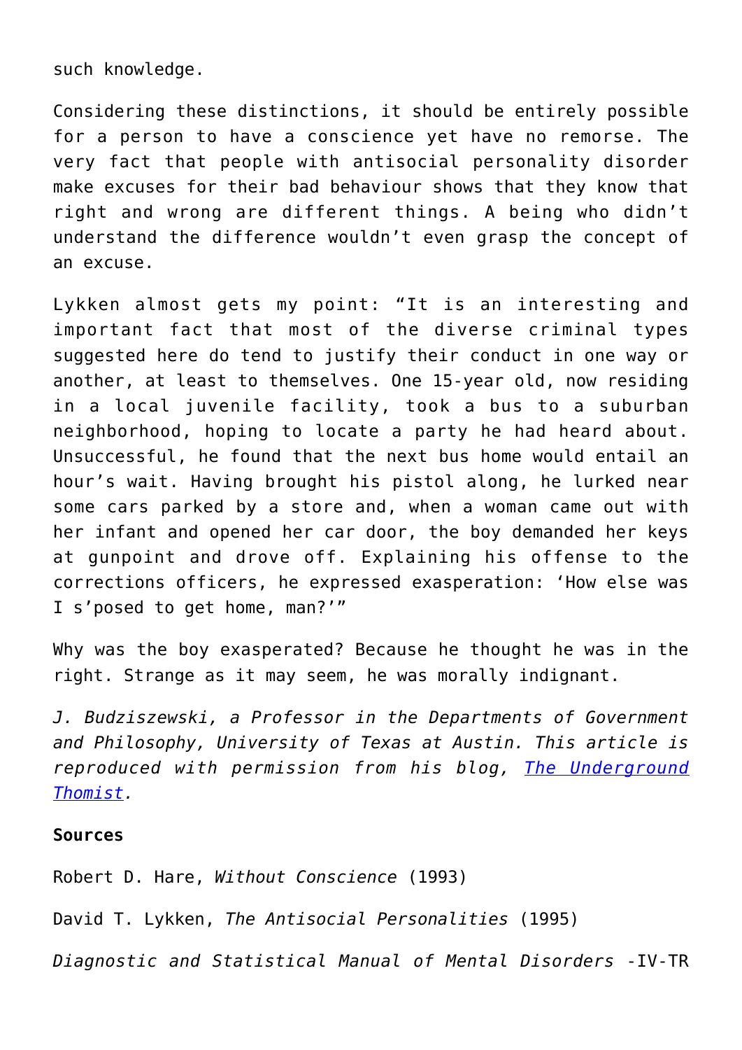such knowledge.

Considering these distinctions, it should be entirely possible for a person to have a conscience yet have no remorse. The very fact that people with antisocial personality disorder make excuses for their bad behaviour shows that they know that right and wrong are different things. A being who didn't understand the difference wouldn't even grasp the concept of an excuse.

Lykken almost gets my point: "It is an interesting and important fact that most of the diverse criminal types suggested here do tend to justify their conduct in one way or another, at least to themselves. One 15-year old, now residing in a local juvenile facility, took a bus to a suburban neighborhood, hoping to locate a party he had heard about. Unsuccessful, he found that the next bus home would entail an hour's wait. Having brought his pistol along, he lurked near some cars parked by a store and, when a woman came out with her infant and opened her car door, the boy demanded her keys at gunpoint and drove off. Explaining his offense to the corrections officers, he expressed exasperation: 'How else was I s'posed to get home, man?'"

Why was the boy exasperated? Because he thought he was in the right. Strange as it may seem, he was morally indignant.

*J. Budziszewski, a Professor in the Departments of Government and Philosophy, University of Texas at Austin. This article is reproduced with permission from his blog, [The Underground Thomist](#).*

**Sources**

Robert D. Hare, *Without Conscience* (1993)

David T. Lykken, *The Antisocial Personalities* (1995)

*Diagnostic and Statistical Manual of Mental Disorders* -IV-TR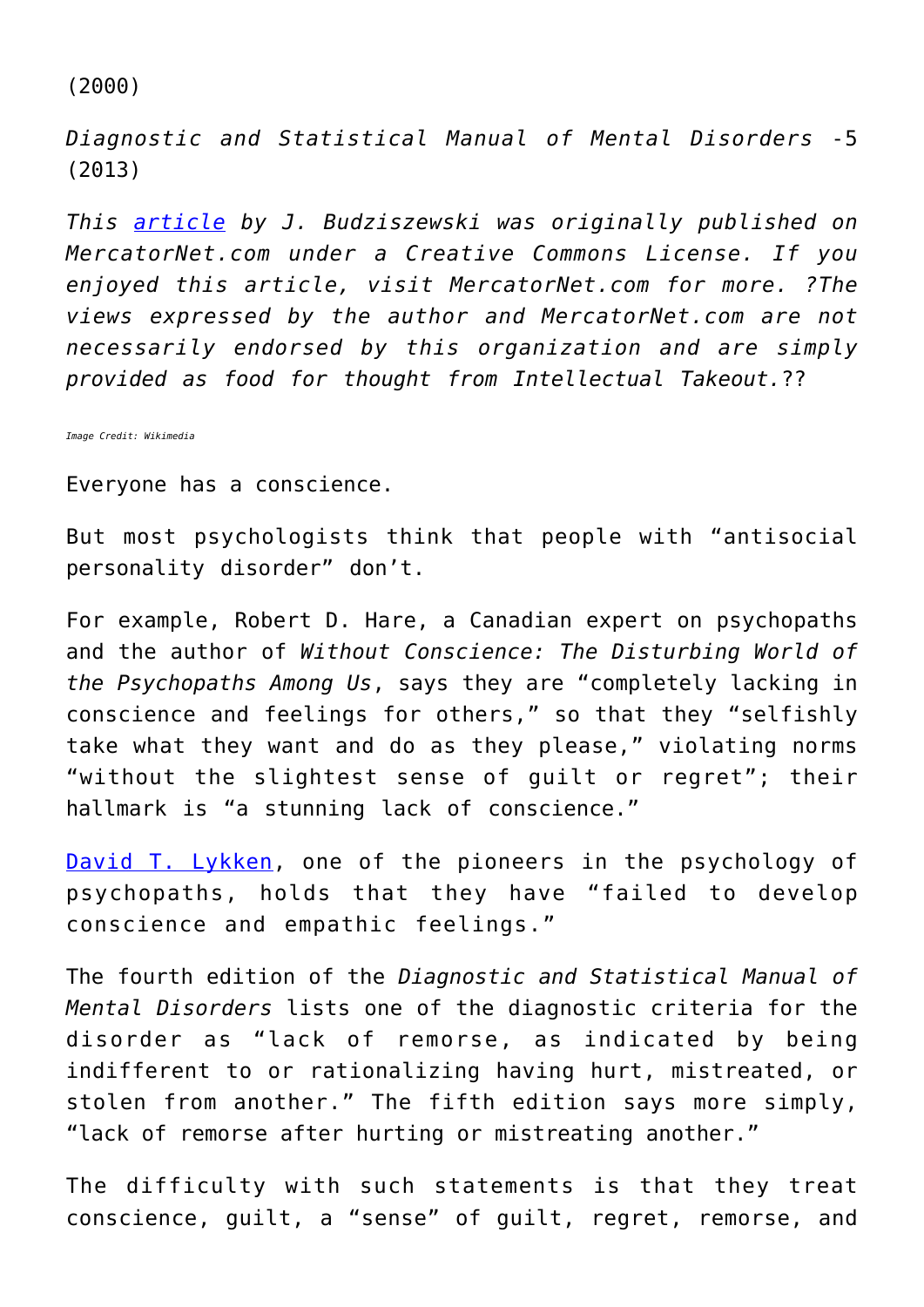(2000)

*Diagnostic and Statistical Manual of Mental Disorders* -5 (2013)

*This article by J. Budziszewski was originally published on MercatorNet.com under a Creative Commons License. If you enjoyed this article, visit MercatorNet.com for more. ?The views expressed by the author and MercatorNet.com are not necessarily endorsed by this organization and are simply provided as food for thought from Intellectual Takeout.*??

*Image Credit: Wikimedia*

Everyone has a conscience.

But most psychologists think that people with "antisocial personality disorder" don't.

For example, Robert D. Hare, a Canadian expert on psychopaths and the author of *Without Conscience: The Disturbing World of the Psychopaths Among Us*, says they are "completely lacking in conscience and feelings for others," so that they "selfishly take what they want and do as they please," violating norms "without the slightest sense of guilt or regret"; their hallmark is "a stunning lack of conscience."

David T. Lykken, one of the pioneers in the psychology of psychopaths, holds that they have "failed to develop conscience and empathic feelings."

The fourth edition of the *Diagnostic and Statistical Manual of Mental Disorders* lists one of the diagnostic criteria for the disorder as "lack of remorse, as indicated by being indifferent to or rationalizing having hurt, mistreated, or stolen from another." The fifth edition says more simply, "lack of remorse after hurting or mistreating another."

The difficulty with such statements is that they treat conscience, guilt, a "sense" of guilt, regret, remorse, and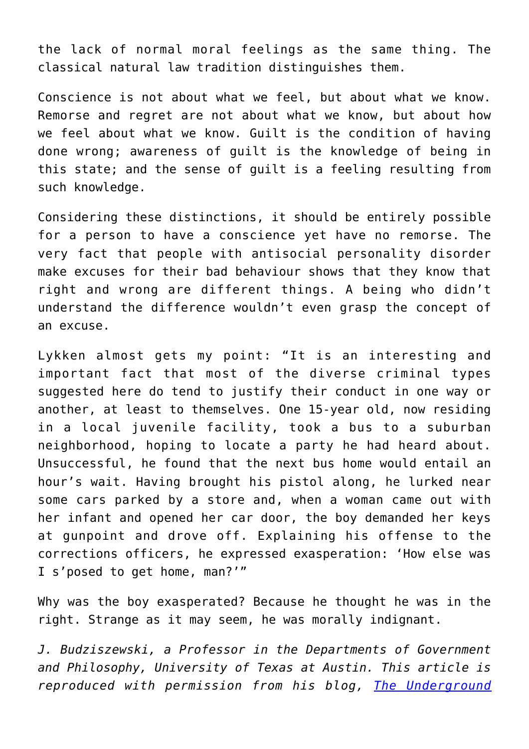the lack of normal moral feelings as the same thing. The classical natural law tradition distinguishes them.

Conscience is not about what we feel, but about what we know. Remorse and regret are not about what we know, but about how we feel about what we know. Guilt is the condition of having done wrong; awareness of guilt is the knowledge of being in this state; and the sense of guilt is a feeling resulting from such knowledge.

Considering these distinctions, it should be entirely possible for a person to have a conscience yet have no remorse. The very fact that people with antisocial personality disorder make excuses for their bad behaviour shows that they know that right and wrong are different things. A being who didn't understand the difference wouldn't even grasp the concept of an excuse.

Lykken almost gets my point: "It is an interesting and important fact that most of the diverse criminal types suggested here do tend to justify their conduct in one way or another, at least to themselves. One 15-year old, now residing in a local juvenile facility, took a bus to a suburban neighborhood, hoping to locate a party he had heard about. Unsuccessful, he found that the next bus home would entail an hour's wait. Having brought his pistol along, he lurked near some cars parked by a store and, when a woman came out with her infant and opened her car door, the boy demanded her keys at gunpoint and drove off. Explaining his offense to the corrections officers, he expressed exasperation: 'How else was I s'posed to get home, man?'"

Why was the boy exasperated? Because he thought he was in the right. Strange as it may seem, he was morally indignant.

*J. Budziszewski, a Professor in the Departments of Government and Philosophy, University of Texas at Austin. This article is reproduced with permission from his blog, [The Underground*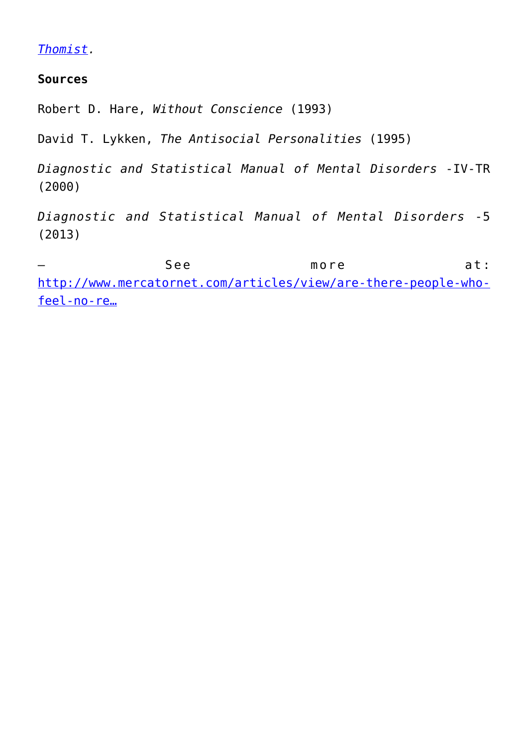*[Thomist](#).*

**Sources**

Robert D. Hare, *Without Conscience* (1993)

David T. Lykken, *The Antisocial Personalities* (1995)

*Diagnostic and Statistical Manual of Mental Disorders* -IV-TR (2000)

*Diagnostic and Statistical Manual of Mental Disorders* -5 (2013)

– See more at: [http://www.mercatornet.com/articles/view/are-there-people-who-feel-no-re…](http://www.mercatornet.com/articles/view/are-there-people-who-feel-no-re…)